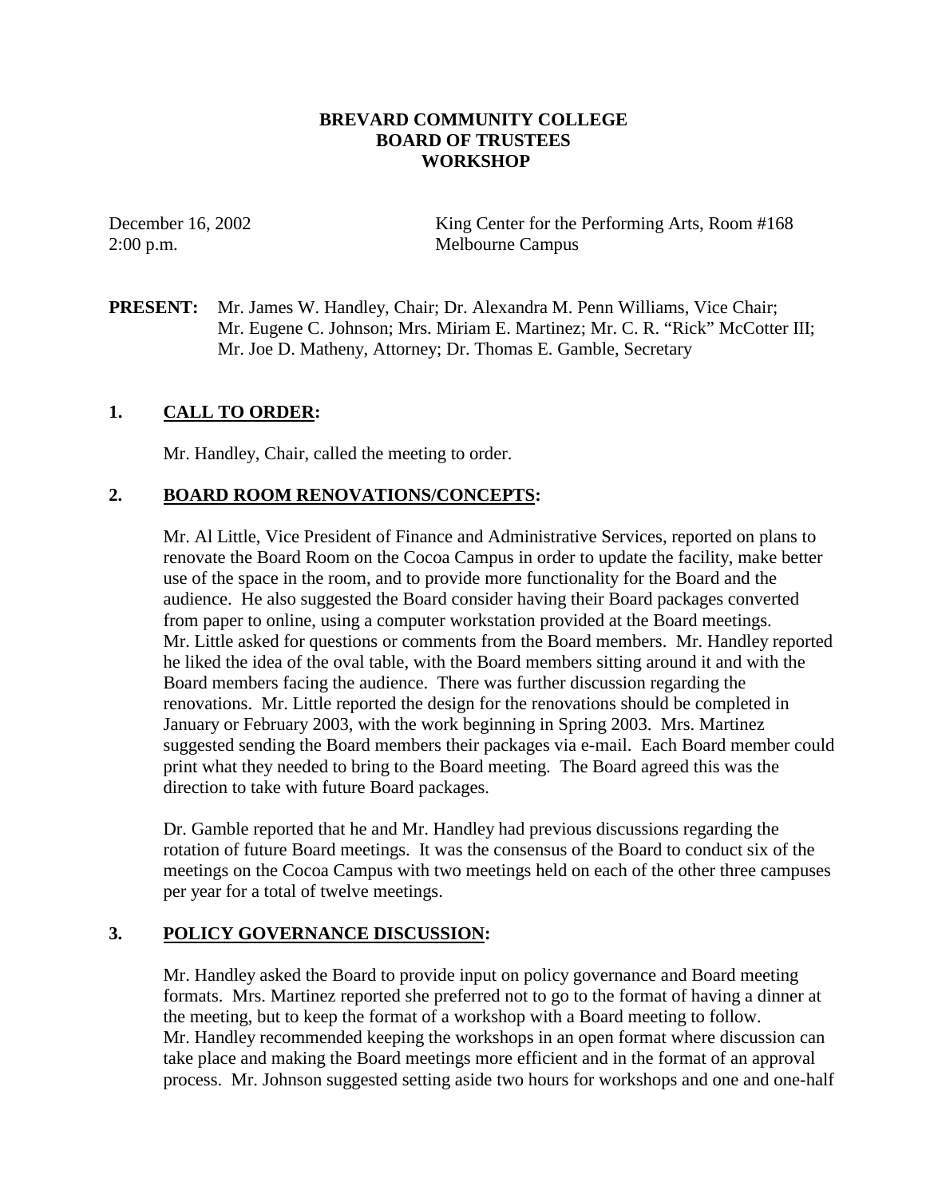**BREVARD COMMUNITY COLLEGE**
**BOARD OF TRUSTEES**
**WORKSHOP**

December 16, 2002
2:00 p.m.

King Center for the Performing Arts, Room #168
Melbourne Campus

**PRESENT:** Mr. James W. Handley, Chair; Dr. Alexandra M. Penn Williams, Vice Chair; Mr. Eugene C. Johnson; Mrs. Miriam E. Martinez; Mr. C. R. "Rick" McCotter III; Mr. Joe D. Matheny, Attorney; Dr. Thomas E. Gamble, Secretary

## 1. CALL TO ORDER:

Mr. Handley, Chair, called the meeting to order.

## 2. BOARD ROOM RENOVATIONS/CONCEPTS:

Mr. Al Little, Vice President of Finance and Administrative Services, reported on plans to renovate the Board Room on the Cocoa Campus in order to update the facility, make better use of the space in the room, and to provide more functionality for the Board and the audience. He also suggested the Board consider having their Board packages converted from paper to online, using a computer workstation provided at the Board meetings. Mr. Little asked for questions or comments from the Board members. Mr. Handley reported he liked the idea of the oval table, with the Board members sitting around it and with the Board members facing the audience. There was further discussion regarding the renovations. Mr. Little reported the design for the renovations should be completed in January or February 2003, with the work beginning in Spring 2003. Mrs. Martinez suggested sending the Board members their packages via e-mail. Each Board member could print what they needed to bring to the Board meeting. The Board agreed this was the direction to take with future Board packages.

Dr. Gamble reported that he and Mr. Handley had previous discussions regarding the rotation of future Board meetings. It was the consensus of the Board to conduct six of the meetings on the Cocoa Campus with two meetings held on each of the other three campuses per year for a total of twelve meetings.

## 3. POLICY GOVERNANCE DISCUSSION:

Mr. Handley asked the Board to provide input on policy governance and Board meeting formats. Mrs. Martinez reported she preferred not to go to the format of having a dinner at the meeting, but to keep the format of a workshop with a Board meeting to follow. Mr. Handley recommended keeping the workshops in an open format where discussion can take place and making the Board meetings more efficient and in the format of an approval process. Mr. Johnson suggested setting aside two hours for workshops and one and one-half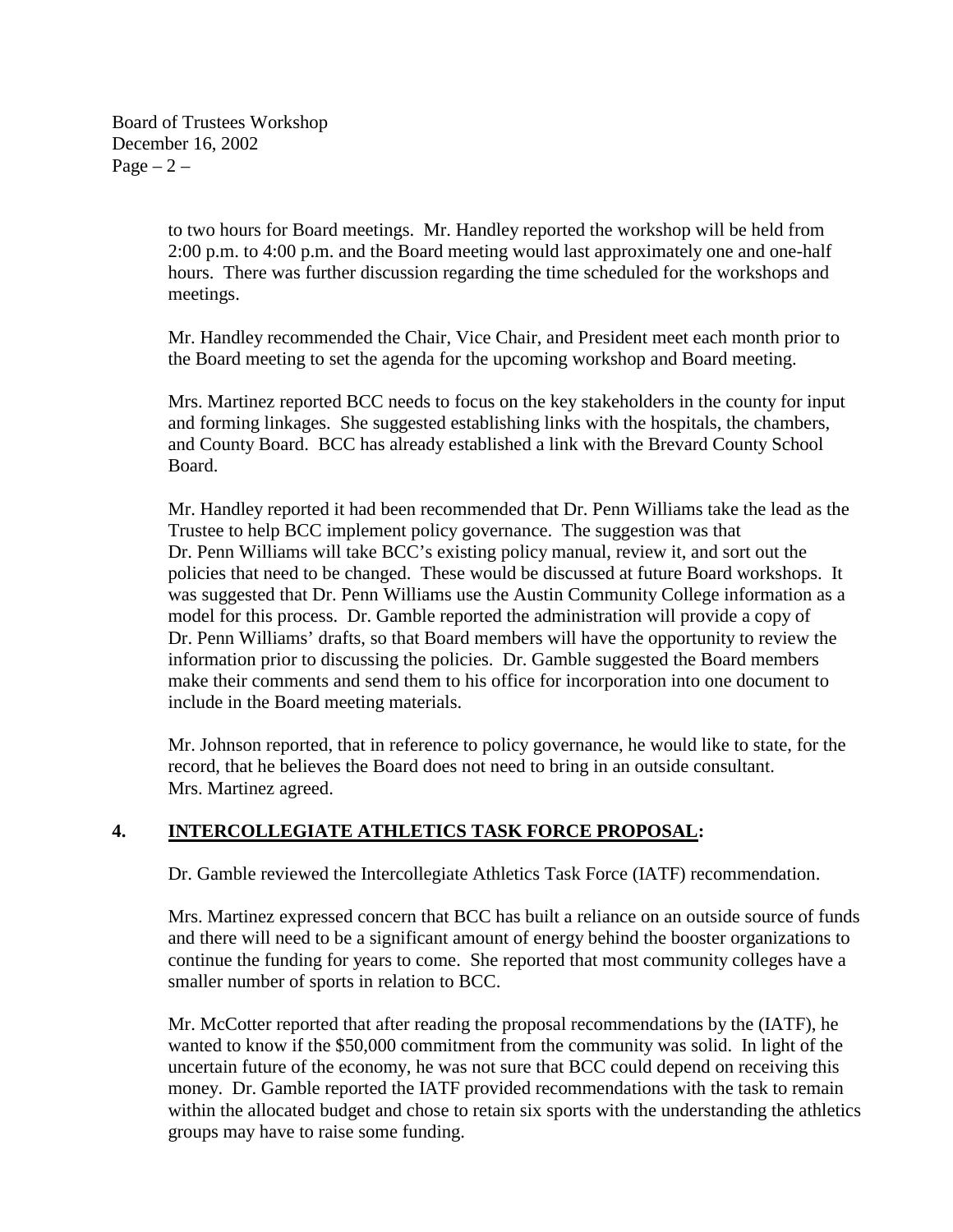to two hours for Board meetings. Mr. Handley reported the workshop will be held from 2:00 p.m. to 4:00 p.m. and the Board meeting would last approximately one and one-half hours. There was further discussion regarding the time scheduled for the workshops and meetings.

Mr. Handley recommended the Chair, Vice Chair, and President meet each month prior to the Board meeting to set the agenda for the upcoming workshop and Board meeting.

Mrs. Martinez reported BCC needs to focus on the key stakeholders in the county for input and forming linkages. She suggested establishing links with the hospitals, the chambers, and County Board. BCC has already established a link with the Brevard County School Board.

Mr. Handley reported it had been recommended that Dr. Penn Williams take the lead as the Trustee to help BCC implement policy governance. The suggestion was that Dr. Penn Williams will take BCC's existing policy manual, review it, and sort out the policies that need to be changed. These would be discussed at future Board workshops. It was suggested that Dr. Penn Williams use the Austin Community College information as a model for this process. Dr. Gamble reported the administration will provide a copy of Dr. Penn Williams' drafts, so that Board members will have the opportunity to review the information prior to discussing the policies. Dr. Gamble suggested the Board members make their comments and send them to his office for incorporation into one document to include in the Board meeting materials.

Mr. Johnson reported, that in reference to policy governance, he would like to state, for the record, that he believes the Board does not need to bring in an outside consultant. Mrs. Martinez agreed.

## 4. **INTERCOLLEGIATE ATHLETICS TASK FORCE PROPOSAL:**

Dr. Gamble reviewed the Intercollegiate Athletics Task Force (IATF) recommendation.

Mrs. Martinez expressed concern that BCC has built a reliance on an outside source of funds and there will need to be a significant amount of energy behind the booster organizations to continue the funding for years to come. She reported that most community colleges have a smaller number of sports in relation to BCC.

Mr. McCotter reported that after reading the proposal recommendations by the (IATF), he wanted to know if the $50,000 commitment from the community was solid. In light of the uncertain future of the economy, he was not sure that BCC could depend on receiving this money. Dr. Gamble reported the IATF provided recommendations with the task to remain within the allocated budget and chose to retain six sports with the understanding the athletics groups may have to raise some funding.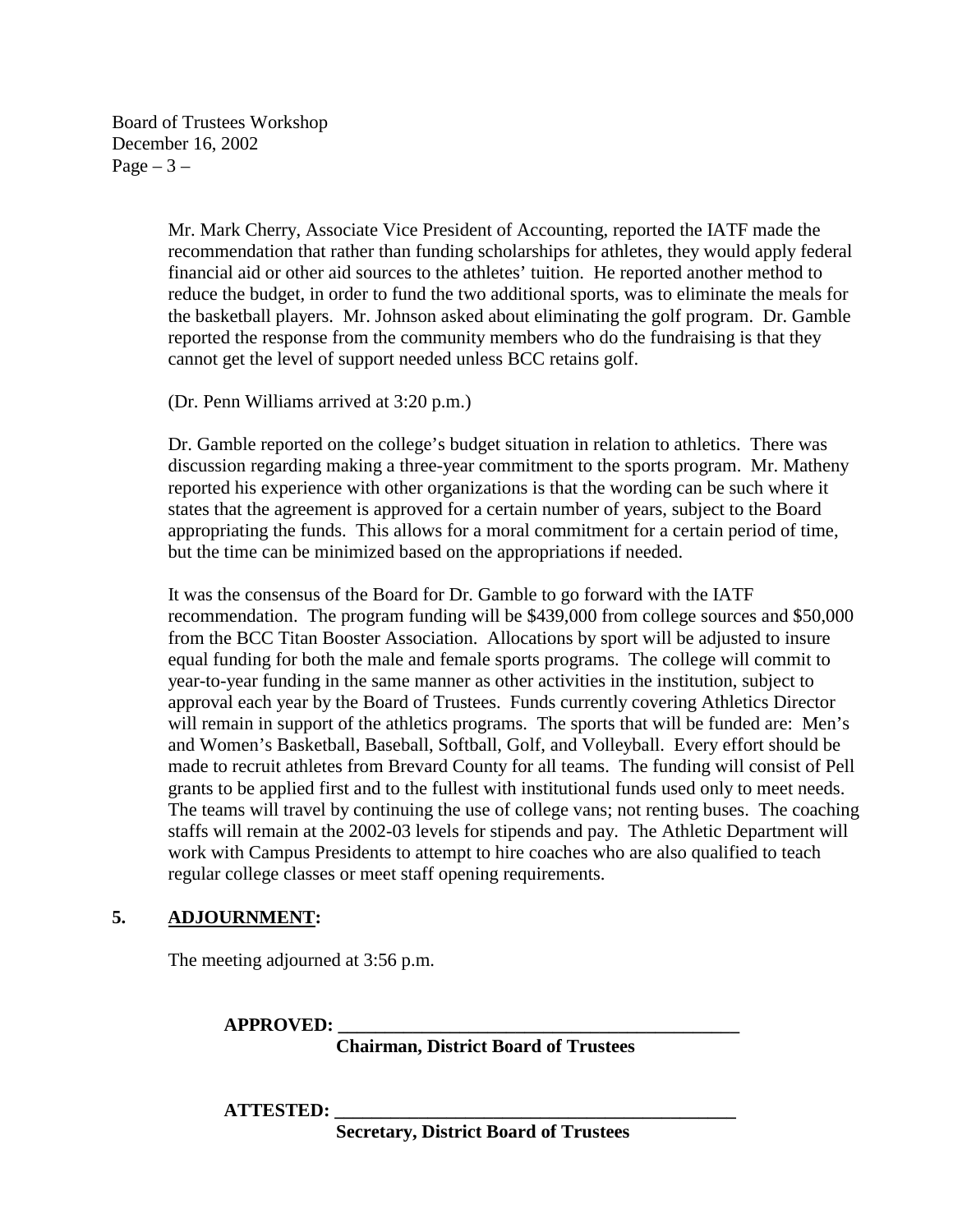Mr. Mark Cherry, Associate Vice President of Accounting, reported the IATF made the recommendation that rather than funding scholarships for athletes, they would apply federal financial aid or other aid sources to the athletes' tuition. He reported another method to reduce the budget, in order to fund the two additional sports, was to eliminate the meals for the basketball players. Mr. Johnson asked about eliminating the golf program. Dr. Gamble reported the response from the community members who do the fundraising is that they cannot get the level of support needed unless BCC retains golf.

(Dr. Penn Williams arrived at 3:20 p.m.)

Dr. Gamble reported on the college's budget situation in relation to athletics. There was discussion regarding making a three-year commitment to the sports program. Mr. Matheny reported his experience with other organizations is that the wording can be such where it states that the agreement is approved for a certain number of years, subject to the Board appropriating the funds. This allows for a moral commitment for a certain period of time, but the time can be minimized based on the appropriations if needed.

It was the consensus of the Board for Dr. Gamble to go forward with the IATF recommendation. The program funding will be $439,000 from college sources and $50,000 from the BCC Titan Booster Association. Allocations by sport will be adjusted to insure equal funding for both the male and female sports programs. The college will commit to year-to-year funding in the same manner as other activities in the institution, subject to approval each year by the Board of Trustees. Funds currently covering Athletics Director will remain in support of the athletics programs. The sports that will be funded are: Men's and Women's Basketball, Baseball, Softball, Golf, and Volleyball. Every effort should be made to recruit athletes from Brevard County for all teams. The funding will consist of Pell grants to be applied first and to the fullest with institutional funds used only to meet needs. The teams will travel by continuing the use of college vans; not renting buses. The coaching staffs will remain at the 2002-03 levels for stipends and pay. The Athletic Department will work with Campus Presidents to attempt to hire coaches who are also qualified to teach regular college classes or meet staff opening requirements.

**5. ADJOURNMENT:**

The meeting adjourned at 3:56 p.m.

**APPROVED: \_\_\_\_\_\_\_\_\_\_\_\_\_\_\_\_\_\_\_\_\_\_\_\_\_\_\_\_\_\_\_\_\_\_\_\_\_\_\_\_\_\_\_**
**Chairman, District Board of Trustees**

**ATTESTED: \_\_\_\_\_\_\_\_\_\_\_\_\_\_\_\_\_\_\_\_\_\_\_\_\_\_\_\_\_\_\_\_\_\_\_\_\_\_\_\_\_\_\_**
**Secretary, District Board of Trustees**